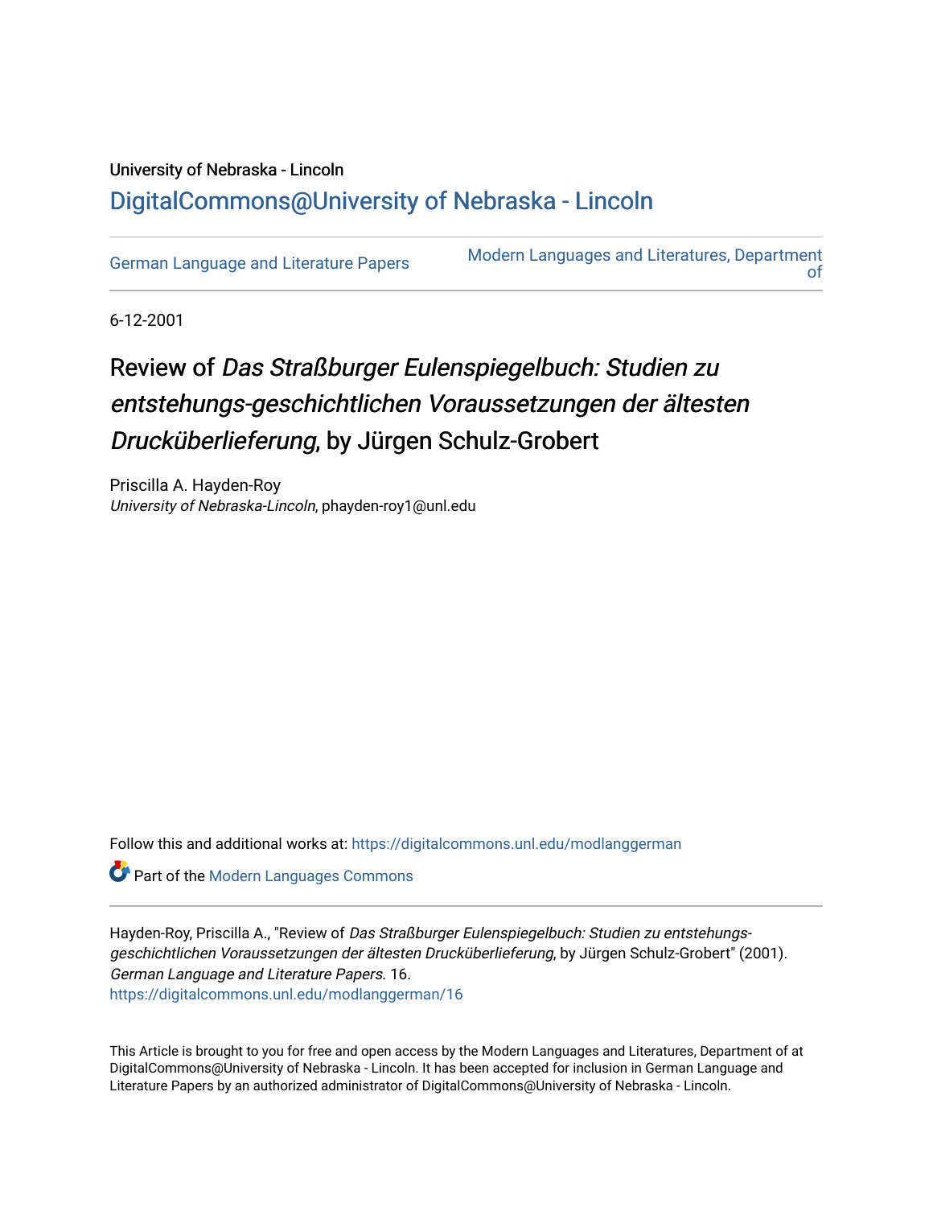University of Nebraska - Lincoln

## DigitalCommons@University of Nebraska - Lincoln

German Language and Literature Papers

Modern Languages and Literatures, Department of

6-12-2001

# Review of *Das Straßburger Eulenspiegelbuch: Studien zu entstehungs-geschichtlichen Voraussetzungen der ältesten Drucküberlieferung*, by Jürgen Schulz-Grobert

Priscilla A. Hayden-Roy
*University of Nebraska-Lincoln*, phayden-roy1@unl.edu

Follow this and additional works at: https://digitalcommons.unl.edu/modlanggerman

Part of the Modern Languages Commons

Hayden-Roy, Priscilla A., "Review of *Das Straßburger Eulenspiegelbuch: Studien zu entstehungs-geschichtlichen Voraussetzungen der ältesten Drucküberlieferung*, by Jürgen Schulz-Grobert" (2001). *German Language and Literature Papers*. 16.
https://digitalcommons.unl.edu/modlanggerman/16

This Article is brought to you for free and open access by the Modern Languages and Literatures, Department of at DigitalCommons@University of Nebraska - Lincoln. It has been accepted for inclusion in German Language and Literature Papers by an authorized administrator of DigitalCommons@University of Nebraska - Lincoln.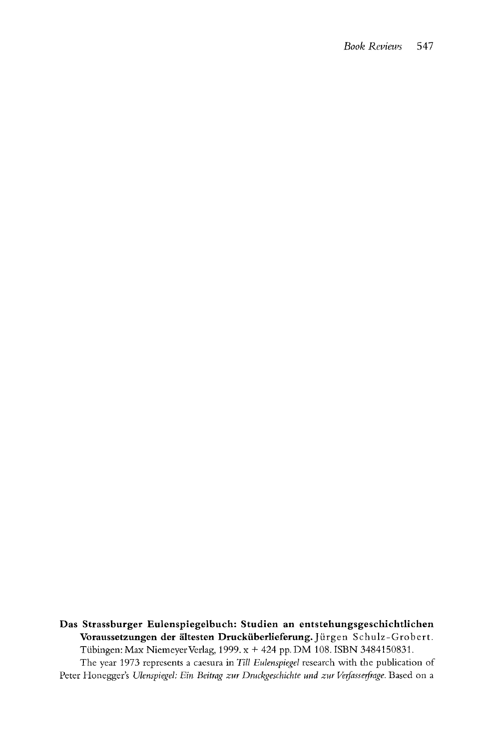**Das Strassburger Eulenspiegelbuch: Studien an entstehungsgeschichtlichen Voraussetzungen der ältesten Drucküberlieferung.** Jürgen Schulz-Grobert. Tübingen: Max Niemeyer Verlag, 1999. x + 424 pp. DM 108. ISBN 3484150831.

The year 1973 represents a caesura in *Till Eulenspiegel* research with the publication of Peter Honegger's *Ulenspiegel: Ein Beitrag zur Druckgeschichte und zur Verfasserfrage.* Based on a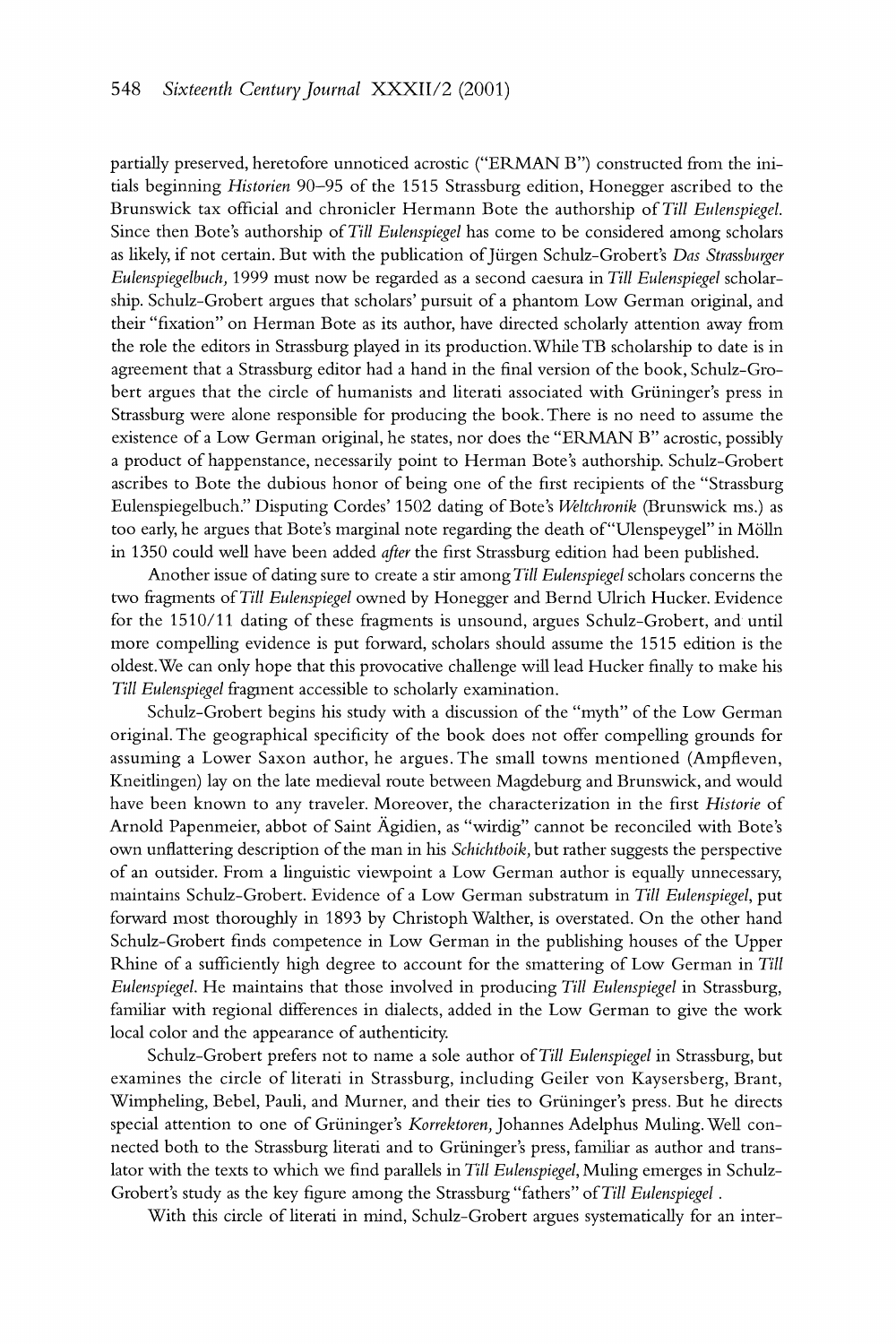partially preserved, heretofore unnoticed acrostic ("ERMAN B") constructed from the initials beginning *Historien* 90–95 of the 1515 Strassburg edition, Honegger ascribed to the Brunswick tax official and chronicler Hermann Bote the authorship of *Till Eulenspiegel*. Since then Bote's authorship of *Till Eulenspiegel* has come to be considered among scholars as likely, if not certain. But with the publication of Jürgen Schulz-Grobert's *Das Strassburger Eulenspiegelbuch*, 1999 must now be regarded as a second caesura in *Till Eulenspiegel* scholarship. Schulz-Grobert argues that scholars' pursuit of a phantom Low German original, and their "fixation" on Herman Bote as its author, have directed scholarly attention away from the role the editors in Strassburg played in its production. While TB scholarship to date is in agreement that a Strassburg editor had a hand in the final version of the book, Schulz-Grobert argues that the circle of humanists and literati associated with Grüninger's press in Strassburg were alone responsible for producing the book. There is no need to assume the existence of a Low German original, he states, nor does the "ERMAN B" acrostic, possibly a product of happenstance, necessarily point to Herman Bote's authorship. Schulz-Grobert ascribes to Bote the dubious honor of being one of the first recipients of the "Strassburg Eulenspiegelbuch." Disputing Cordes' 1502 dating of Bote's *Weltchronik* (Brunswick ms.) as too early, he argues that Bote's marginal note regarding the death of "Ulenspeygel" in Mölln in 1350 could well have been added *after* the first Strassburg edition had been published.

Another issue of dating sure to create a stir among *Till Eulenspiegel* scholars concerns the two fragments of *Till Eulenspiegel* owned by Honegger and Bernd Ulrich Hucker. Evidence for the 1510/11 dating of these fragments is unsound, argues Schulz-Grobert, and until more compelling evidence is put forward, scholars should assume the 1515 edition is the oldest. We can only hope that this provocative challenge will lead Hucker finally to make his *Till Eulenspiegel* fragment accessible to scholarly examination.

Schulz-Grobert begins his study with a discussion of the "myth" of the Low German original. The geographical specificity of the book does not offer compelling grounds for assuming a Lower Saxon author, he argues. The small towns mentioned (Ampfleven, Kneitlingen) lay on the late medieval route between Magdeburg and Brunswick, and would have been known to any traveler. Moreover, the characterization in the first *Historie* of Arnold Papenmeier, abbot of Saint Ägidien, as "wirdig" cannot be reconciled with Bote's own unflattering description of the man in his *Schichtboik*, but rather suggests the perspective of an outsider. From a linguistic viewpoint a Low German author is equally unnecessary, maintains Schulz-Grobert. Evidence of a Low German substratum in *Till Eulenspiegel*, put forward most thoroughly in 1893 by Christoph Walther, is overstated. On the other hand Schulz-Grobert finds competence in Low German in the publishing houses of the Upper Rhine of a sufficiently high degree to account for the smattering of Low German in *Till Eulenspiegel*. He maintains that those involved in producing *Till Eulenspiegel* in Strassburg, familiar with regional differences in dialects, added in the Low German to give the work local color and the appearance of authenticity.

Schulz-Grobert prefers not to name a sole author of *Till Eulenspiegel* in Strassburg, but examines the circle of literati in Strassburg, including Geiler von Kaysersberg, Brant, Wimpheling, Bebel, Pauli, and Murner, and their ties to Grüninger's press. But he directs special attention to one of Grüninger's *Korrektoren*, Johannes Adelphus Muling. Well connected both to the Strassburg literati and to Grüninger's press, familiar as author and translator with the texts to which we find parallels in *Till Eulenspiegel*, Muling emerges in Schulz-Grobert's study as the key figure among the Strassburg "fathers" of *Till Eulenspiegel* .

With this circle of literati in mind, Schulz-Grobert argues systematically for an inter-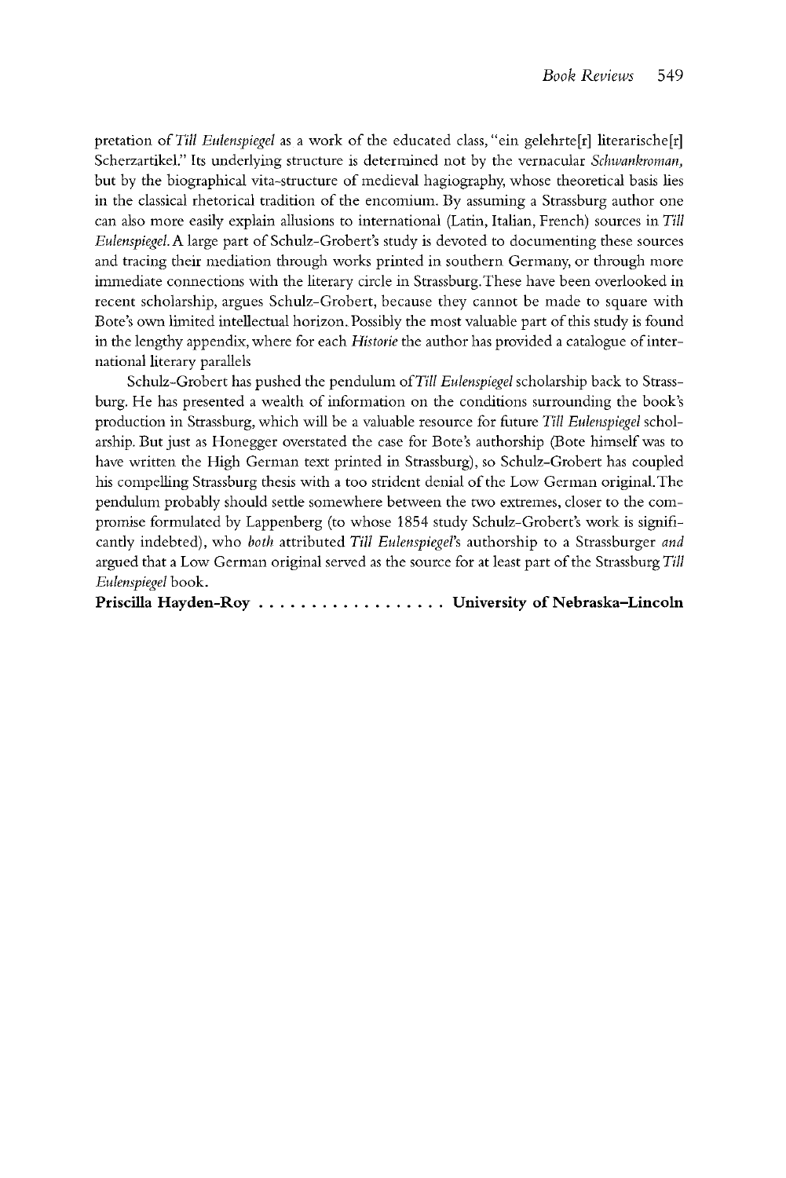pretation of *Till Eulenspiegel* as a work of the educated class, "ein gelehrte[r] literarische[r] Scherzartikel." Its underlying structure is determined not by the vernacular *Schwankroman*, but by the biographical vita-structure of medieval hagiography, whose theoretical basis lies in the classical rhetorical tradition of the encomium. By assuming a Strassburg author one can also more easily explain allusions to international (Latin, Italian, French) sources in *Till Eulenspiegel*. A large part of Schulz-Grobert's study is devoted to documenting these sources and tracing their mediation through works printed in southern Germany, or through more immediate connections with the literary circle in Strassburg. These have been overlooked in recent scholarship, argues Schulz-Grobert, because they cannot be made to square with Bote's own limited intellectual horizon. Possibly the most valuable part of this study is found in the lengthy appendix, where for each *Historie* the author has provided a catalogue of international literary parallels

Schulz-Grobert has pushed the pendulum of *Till Eulenspiegel* scholarship back to Strassburg. He has presented a wealth of information on the conditions surrounding the book's production in Strassburg, which will be a valuable resource for future *Till Eulenspiegel* scholarship. But just as Honegger overstated the case for Bote's authorship (Bote himself was to have written the High German text printed in Strassburg), so Schulz-Grobert has coupled his compelling Strassburg thesis with a too strident denial of the Low German original. The pendulum probably should settle somewhere between the two extremes, closer to the compromise formulated by Lappenberg (to whose 1854 study Schulz-Grobert's work is significantly indebted), who *both* attributed *Till Eulenspiegel's* authorship to a Strassburger *and* argued that a Low German original served as the source for at least part of the Strassburg *Till Eulenspiegel* book.

**Priscilla Hayden-Roy . . . . . . . . . . . . . . . . . University of Nebraska–Lincoln**